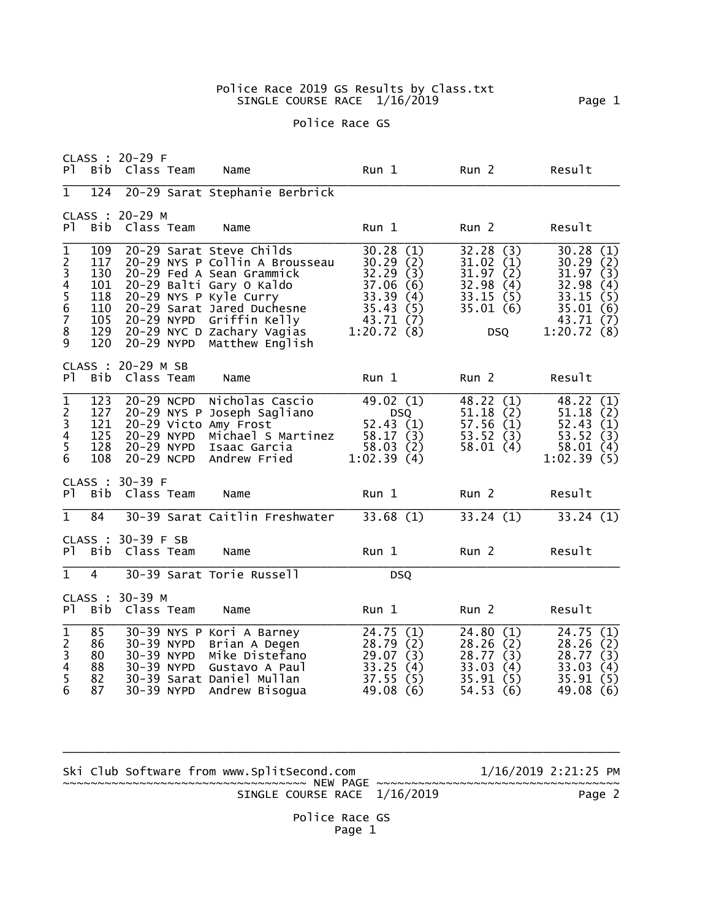# Police Race 2019 GS Results by Class.txt

SINGLE COURSE RACE 1/16/2019

## Police Race GS

### CLASS : 20-29 F

| Pl | Bib | Class | Team | Name | Run 1 | Run 2 | Result |
|---|---|---|---|---|---|---|---|
| 1 | 124 | 20-29 | Sarat | Stephanie Berbrick | | | |

### CLASS : 20-29 M

| Pl | Bib | Class | Team | Name | Run 1 | Run 2 | Result |
|---|---|---|---|---|---|---|---|
| 1 | 109 | 20-29 | Sarat | Steve Childs | 30.28 (1) | 32.28 (3) | 30.28 (1) |
| 2 | 117 | 20-29 | NYS P | Collin A Brousseau | 30.29 (2) | 31.02 (1) | 30.29 (2) |
| 3 | 130 | 20-29 | Fed A | Sean Grammick | 32.29 (3) | 31.97 (2) | 31.97 (3) |
| 4 | 101 | 20-29 | Balti | Gary O Kaldo | 37.06 (6) | 32.98 (4) | 32.98 (4) |
| 5 | 118 | 20-29 | NYS P | Kyle Curry | 33.39 (4) | 33.15 (5) | 33.15 (5) |
| 6 | 110 | 20-29 | Sarat | Jared Duchesne | 35.43 (5) | 35.01 (6) | 35.01 (6) |
| 7 | 105 | 20-29 | NYPD | Griffin Kelly | 43.71 (7) | | 43.71 (7) |
| 8 | 129 | 20-29 | NYC D | Zachary Vagias | 1:20.72 (8) | DSQ | 1:20.72 (8) |
| 9 | 120 | 20-29 | NYPD | Matthew English | | | |

### CLASS : 20-29 M SB

| Pl | Bib | Class | Team | Name | Run 1 | Run 2 | Result |
|---|---|---|---|---|---|---|---|
| 1 | 123 | 20-29 | NCPD | Nicholas Cascio | 49.02 (1) | 48.22 (1) | 48.22 (1) |
| 2 | 127 | 20-29 | NYS P | Joseph Sagliano | DSQ | 51.18 (2) | 51.18 (2) |
| 3 | 121 | 20-29 | Victo | Amy Frost | 52.43 (1) | 57.56 (1) | 52.43 (1) |
| 4 | 125 | 20-29 | NYPD | Michael S Martinez | 58.17 (3) | 53.52 (3) | 53.52 (3) |
| 5 | 128 | 20-29 | NYPD | Isaac Garcia | 58.03 (2) | 58.01 (4) | 58.01 (4) |
| 6 | 108 | 20-29 | NCPD | Andrew Fried | 1:02.39 (4) | | 1:02.39 (5) |

### CLASS : 30-39 F

| Pl | Bib | Class | Team | Name | Run 1 | Run 2 | Result |
|---|---|---|---|---|---|---|---|
| 1 | 84 | 30-39 | Sarat | Caitlin Freshwater | 33.68 (1) | 33.24 (1) | 33.24 (1) |

### CLASS : 30-39 F SB

| Pl | Bib | Class | Team | Name | Run 1 | Run 2 | Result |
|---|---|---|---|---|---|---|---|
| 1 | 4 | 30-39 | Sarat | Torie Russell | DSQ | | |

### CLASS : 30-39 M

| Pl | Bib | Class | Team | Name | Run 1 | Run 2 | Result |
|---|---|---|---|---|---|---|---|
| 1 | 85 | 30-39 | NYS P | Kori A Barney | 24.75 (1) | 24.80 (1) | 24.75 (1) |
| 2 | 86 | 30-39 | NYPD | Brian A Degen | 28.79 (2) | 28.26 (2) | 28.26 (2) |
| 3 | 80 | 30-39 | NYPD | Mike Distefano | 29.07 (3) | 28.77 (3) | 28.77 (3) |
| 4 | 88 | 30-39 | NYPD | Gustavo A Paul | 33.25 (4) | 33.03 (4) | 33.03 (4) |
| 5 | 82 | 30-39 | Sarat | Daniel Mullan | 37.55 (5) | 35.91 (5) | 35.91 (5) |
| 6 | 87 | 30-39 | NYPD | Andrew Bisogua | 49.08 (6) | 54.53 (6) | 49.08 (6) |

Ski Club Software from www.SplitSecond.com 1/16/2019 2:21:25 PM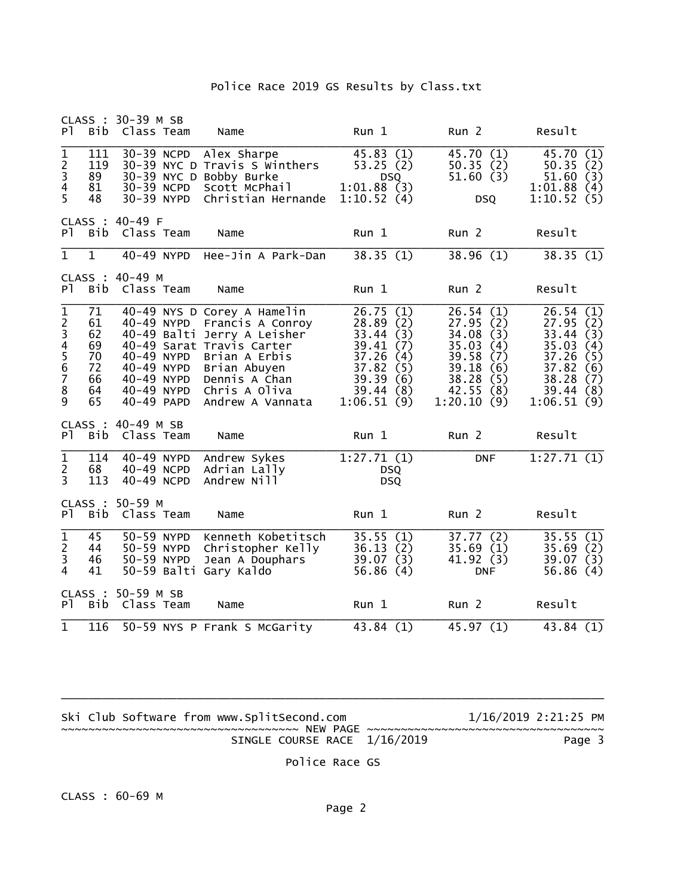CLASS : 30-39 M SB

| Pl | Bib | Class | Team | Name | Run 1 | Run 2 | Result |
|---|---|---|---|---|---|---|---|
| 1 | 111 | 30-39 | NCPD | Alex Sharpe | 45.83 (1) | 45.70 (1) | 45.70 (1) |
| 2 | 119 | 30-39 | NYC D | Travis S Winthers | 53.25 (2) | 50.35 (2) | 50.35 (2) |
| 3 | 89 | 30-39 | NYC D | Bobby Burke | DSQ | 51.60 (3) | 51.60 (3) |
| 4 | 81 | 30-39 | NCPD | Scott McPhail | 1:01.88 (3) | | 1:01.88 (4) |
| 5 | 48 | 30-39 | NYPD | Christian Hernande | 1:10.52 (4) | DSQ | 1:10.52 (5) |

CLASS : 40-49 F

| Pl | Bib | Class | Team | Name | Run 1 | Run 2 | Result |
|---|---|---|---|---|---|---|---|
| 1 | 1 | 40-49 | NYPD | Hee-Jin A Park-Dan | 38.35 (1) | 38.96 (1) | 38.35 (1) |

CLASS : 40-49 M

| Pl | Bib | Class | Team | Name | Run 1 | Run 2 | Result |
|---|---|---|---|---|---|---|---|
| 1 | 71 | 40-49 | NYS D | Corey A Hamelin | 26.75 (1) | 26.54 (1) | 26.54 (1) |
| 2 | 61 | 40-49 | NYPD | Francis A Conroy | 28.89 (2) | 27.95 (2) | 27.95 (2) |
| 3 | 62 | 40-49 | Balti | Jerry A Leisher | 33.44 (3) | 34.08 (3) | 33.44 (3) |
| 4 | 69 | 40-49 | Sarat | Travis Carter | 39.41 (7) | 35.03 (4) | 35.03 (4) |
| 5 | 70 | 40-49 | NYPD | Brian A Erbis | 37.26 (4) | 39.58 (7) | 37.26 (5) |
| 6 | 72 | 40-49 | NYPD | Brian Abuyen | 37.82 (5) | 39.18 (6) | 37.82 (6) |
| 7 | 66 | 40-49 | NYPD | Dennis A Chan | 39.39 (6) | 38.28 (5) | 38.28 (7) |
| 8 | 64 | 40-49 | NYPD | Chris A Oliva | 39.44 (8) | 42.55 (8) | 39.44 (8) |
| 9 | 65 | 40-49 | PAPD | Andrew A Vannata | 1:06.51 (9) | 1:20.10 (9) | 1:06.51 (9) |

CLASS : 40-49 M SB

| Pl | Bib | Class | Team | Name | Run 1 | Run 2 | Result |
|---|---|---|---|---|---|---|---|
| 1 | 114 | 40-49 | NYPD | Andrew Sykes | 1:27.71 (1) | DNF | 1:27.71 (1) |
| 2 | 68 | 40-49 | NCPD | Adrian Lally | DSQ | | |
| 3 | 113 | 40-49 | NCPD | Andrew Nill | DSQ | | |

CLASS : 50-59 M

| Pl | Bib | Class | Team | Name | Run 1 | Run 2 | Result |
|---|---|---|---|---|---|---|---|
| 1 | 45 | 50-59 | NYPD | Kenneth Kobetitsch | 35.55 (1) | 37.77 (2) | 35.55 (1) |
| 2 | 44 | 50-59 | NYPD | Christopher Kelly | 36.13 (2) | 35.69 (1) | 35.69 (2) |
| 3 | 46 | 50-59 | NYPD | Jean A Douphars | 39.07 (3) | 41.92 (3) | 39.07 (3) |
| 4 | 41 | 50-59 | Balti | Gary Kaldo | 56.86 (4) | DNF | 56.86 (4) |

CLASS : 50-59 M SB

| Pl | Bib | Class | Team | Name | Run 1 | Run 2 | Result |
|---|---|---|---|---|---|---|---|
| 1 | 116 | 50-59 | NYS P | Frank S McGarity | 43.84 (1) | 45.97 (1) | 43.84 (1) |

Ski Club Software from www.SplitSecond.com 1/16/2019 2:21:25 PM

~~~~~~~~~~~~~~~~~~~~~~~~~~~~~~~~~~~ NEW PAGE ~~~~~~~~~~~~~~~~~~~~~~~~~~~~~~~~~~~

SINGLE COURSE RACE 1/16/2019 Page 3

Police Race GS

CLASS : 60-69 M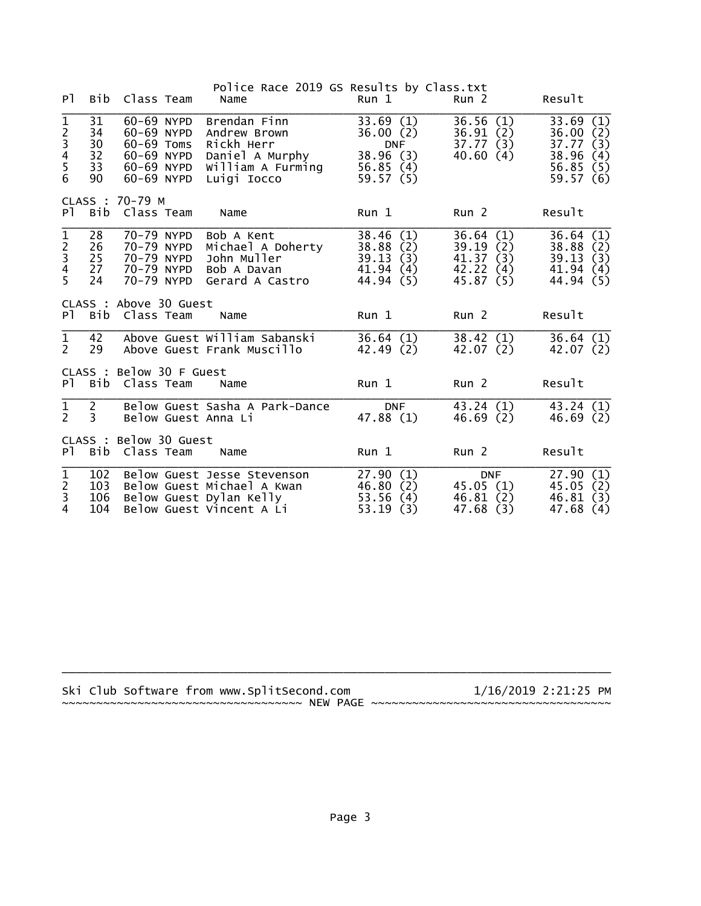Police Race 2019 GS Results by Class.txt

| Pl | Bib | Class | Team | Name | Run 1 | Run 2 | Result |
|---|---|---|---|---|---|---|---|
| 1 | 31 | 60-69 | NYPD | Brendan Finn | 33.69 (1) | 36.56 (1) | 33.69 (1) |
| 2 | 34 | 60-69 | NYPD | Andrew Brown | 36.00 (2) | 36.91 (2) | 36.00 (2) |
| 3 | 30 | 60-69 | Toms | Rickh Herr | DNF | 37.77 (3) | 37.77 (3) |
| 4 | 32 | 60-69 | NYPD | Daniel A Murphy | 38.96 (3) | 40.60 (4) | 38.96 (4) |
| 5 | 33 | 60-69 | NYPD | William A Furming | 56.85 (4) | | 56.85 (5) |
| 6 | 90 | 60-69 | NYPD | Luigi Iocco | 59.57 (5) | | 59.57 (6) |

CLASS : 70-79 M

| Pl | Bib | Class | Team | Name | Run 1 | Run 2 | Result |
|---|---|---|---|---|---|---|---|
| 1 | 28 | 70-79 | NYPD | Bob A Kent | 38.46 (1) | 36.64 (1) | 36.64 (1) |
| 2 | 26 | 70-79 | NYPD | Michael A Doherty | 38.88 (2) | 39.19 (2) | 38.88 (2) |
| 3 | 25 | 70-79 | NYPD | John Muller | 39.13 (3) | 41.37 (3) | 39.13 (3) |
| 4 | 27 | 70-79 | NYPD | Bob A Davan | 41.94 (4) | 42.22 (4) | 41.94 (4) |
| 5 | 24 | 70-79 | NYPD | Gerard A Castro | 44.94 (5) | 45.87 (5) | 44.94 (5) |

CLASS : Above 30 Guest

| Pl | Bib | Class | Team | Name | Run 1 | Run 2 | Result |
|---|---|---|---|---|---|---|---|
| 1 | 42 | Above | Guest | William Sabanski | 36.64 (1) | 38.42 (1) | 36.64 (1) |
| 2 | 29 | Above | Guest | Frank Muscillo | 42.49 (2) | 42.07 (2) | 42.07 (2) |

CLASS : Below 30 F Guest

| Pl | Bib | Class | Team | Name | Run 1 | Run 2 | Result |
|---|---|---|---|---|---|---|---|
| 1 | 2 | Below | Guest | Sasha A Park-Dance | DNF | 43.24 (1) | 43.24 (1) |
| 2 | 3 | Below | Guest | Anna Li | 47.88 (1) | 46.69 (2) | 46.69 (2) |

CLASS : Below 30 Guest

| Pl | Bib | Class | Team | Name | Run 1 | Run 2 | Result |
|---|---|---|---|---|---|---|---|
| 1 | 102 | Below | Guest | Jesse Stevenson | 27.90 (1) | DNF | 27.90 (1) |
| 2 | 103 | Below | Guest | Michael A Kwan | 46.80 (2) | 45.05 (1) | 45.05 (2) |
| 3 | 106 | Below | Guest | Dylan Kelly | 53.56 (4) | 46.81 (2) | 46.81 (3) |
| 4 | 104 | Below | Guest | Vincent A Li | 53.19 (3) | 47.68 (3) | 47.68 (4) |

Ski Club Software from www.SplitSecond.com 1/16/2019 2:21:25 PM

~~~~~~~~~~~~~~~~~~~~~~~~~~~~~~~~~~~ NEW PAGE ~~~~~~~~~~~~~~~~~~~~~~~~~~~~~~~~~~~